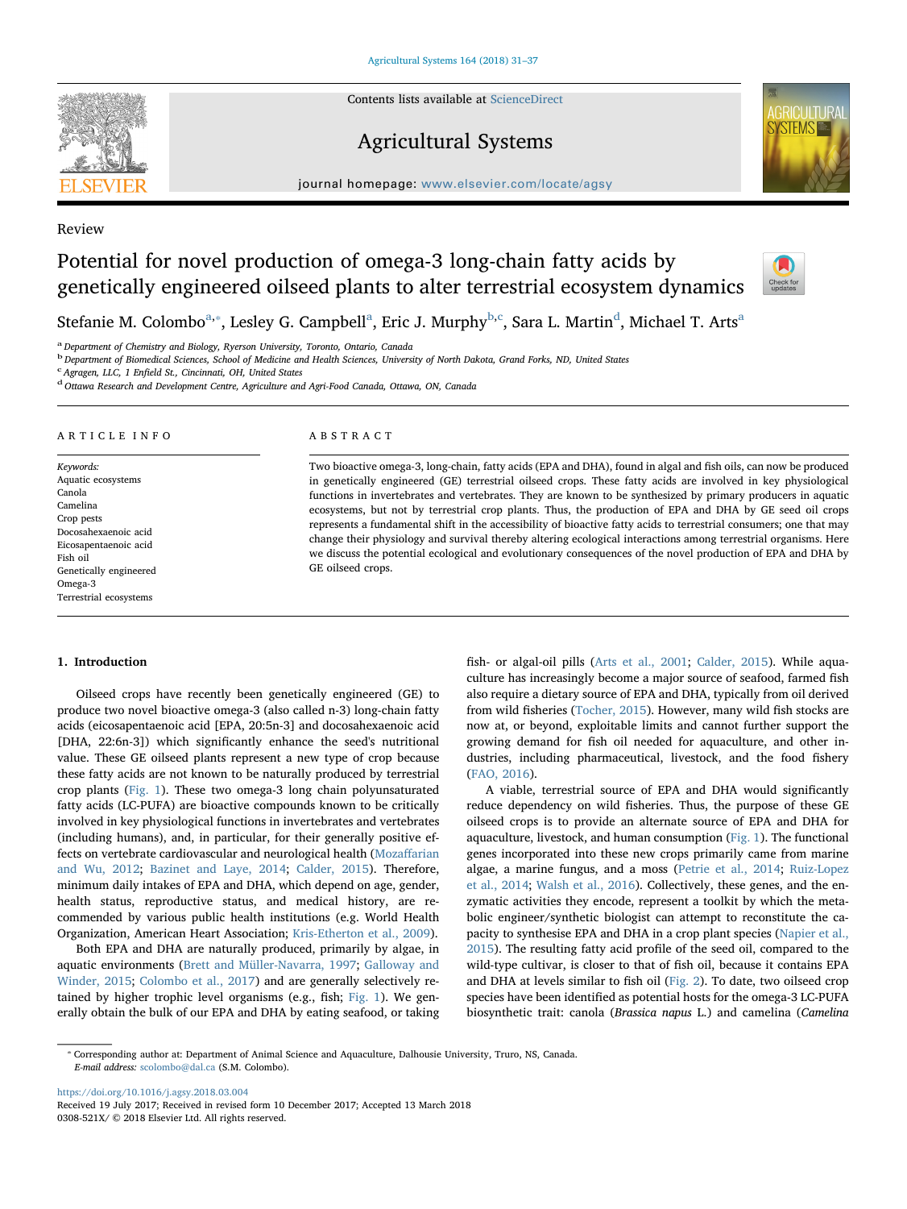Review

# Potential for novel production of omega-3 long-chain fatty acids by genetically engineered oilseed plants to alter terrestrial ecosystem dynamics

Stefanie M. Colombo[a,*], Lesley G. Campbell[a], Eric J. Murphy[b,c], Sara L. Martin[d], Michael T. Arts[a]

[a] Department of Chemistry and Biology, Ryerson University, Toronto, Ontario, Canada
[b] Department of Biomedical Sciences, School of Medicine and Health Sciences, University of North Dakota, Grand Forks, ND, United States
[c] Agragen, LLC, 1 Enfield St., Cincinnati, OH, United States
[d] Ottawa Research and Development Centre, Agriculture and Agri-Food Canada, Ottawa, ON, Canada

## ARTICLE INFO

*Keywords:*
Aquatic ecosystems
Canola
Camelina
Crop pests
Docosahexaenoic acid
Eicosapentaenoic acid
Fish oil
Genetically engineered
Omega-3
Terrestrial ecosystems

## ABSTRACT

Two bioactive omega-3, long-chain, fatty acids (EPA and DHA), found in algal and fish oils, can now be produced in genetically engineered (GE) terrestrial oilseed crops. These fatty acids are involved in key physiological functions in invertebrates and vertebrates. They are known to be synthesized by primary producers in aquatic ecosystems, but not by terrestrial crop plants. Thus, the production of EPA and DHA by GE seed oil crops represents a fundamental shift in the accessibility of bioactive fatty acids to terrestrial consumers; one that may change their physiology and survival thereby altering ecological interactions among terrestrial organisms. Here we discuss the potential ecological and evolutionary consequences of the novel production of EPA and DHA by GE oilseed crops.

## 1. Introduction

Oilseed crops have recently been genetically engineered (GE) to produce two novel bioactive omega-3 (also called n-3) long-chain fatty acids (eicosapentaenoic acid [EPA, 20:5n-3] and docosahexaenoic acid [DHA, 22:6n-3]) which significantly enhance the seed's nutritional value. These GE oilseed plants represent a new type of crop because these fatty acids are not known to be naturally produced by terrestrial crop plants (Fig. 1). These two omega-3 long chain polyunsaturated fatty acids (LC-PUFA) are bioactive compounds known to be critically involved in key physiological functions in invertebrates and vertebrates (including humans), and, in particular, for their generally positive effects on vertebrate cardiovascular and neurological health (Mozaffarian and Wu, 2012; Bazinet and Laye, 2014; Calder, 2015). Therefore, minimum daily intakes of EPA and DHA, which depend on age, gender, health status, reproductive status, and medical history, are recommended by various public health institutions (e.g. World Health Organization, American Heart Association; Kris-Etherton et al., 2009).

Both EPA and DHA are naturally produced, primarily by algae, in aquatic environments (Brett and Müller-Navarra, 1997; Galloway and Winder, 2015; Colombo et al., 2017) and are generally selectively retained by higher trophic level organisms (e.g., fish; Fig. 1). We generally obtain the bulk of our EPA and DHA by eating seafood, or taking fish- or algal-oil pills (Arts et al., 2001; Calder, 2015). While aquaculture has increasingly become a major source of seafood, farmed fish also require a dietary source of EPA and DHA, typically from oil derived from wild fisheries (Tocher, 2015). However, many wild fish stocks are now at, or beyond, exploitable limits and cannot further support the growing demand for fish oil needed for aquaculture, and other industries, including pharmaceutical, livestock, and the food fishery (FAO, 2016).

A viable, terrestrial source of EPA and DHA would significantly reduce dependency on wild fisheries. Thus, the purpose of these GE oilseed crops is to provide an alternate source of EPA and DHA for aquaculture, livestock, and human consumption (Fig. 1). The functional genes incorporated into these new crops primarily came from marine algae, a marine fungus, and a moss (Petrie et al., 2014; Ruiz-Lopez et al., 2014; Walsh et al., 2016). Collectively, these genes, and the enzymatic activities they encode, represent a toolkit by which the metabolic engineer/synthetic biologist can attempt to reconstitute the capacity to synthesise EPA and DHA in a crop plant species (Napier et al., 2015). The resulting fatty acid profile of the seed oil, compared to the wild-type cultivar, is closer to that of fish oil, because it contains EPA and DHA at levels similar to fish oil (Fig. 2). To date, two oilseed crop species have been identified as potential hosts for the omega-3 LC-PUFA biosynthetic trait: canola (*Brassica napus* L.) and camelina (*Camelina*

* Corresponding author at: Department of Animal Science and Aquaculture, Dalhousie University, Truro, NS, Canada.
*E-mail address:* scolombo@dal.ca (S.M. Colombo).

https://doi.org/10.1016/j.agsy.2018.03.004
Received 19 July 2017; Received in revised form 10 December 2017; Accepted 13 March 2018
0308-521X/ © 2018 Elsevier Ltd. All rights reserved.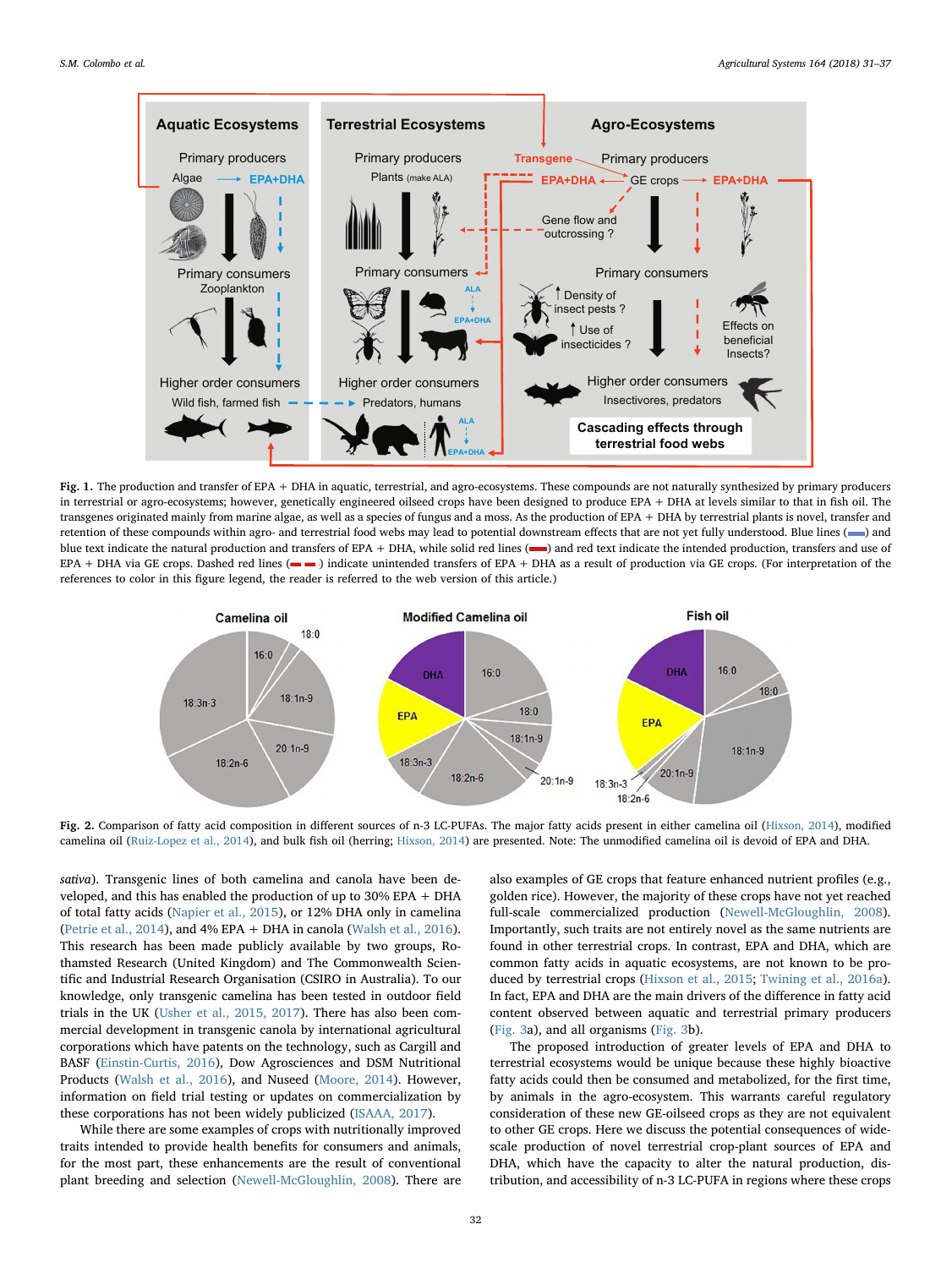Fig. 1. The production and transfer of EPA + DHA in aquatic, terrestrial, and agro-ecosystems. These compounds are not naturally synthesized by primary producers in terrestrial or agro-ecosystems; however, genetically engineered oilseed crops have been designed to produce EPA + DHA at levels similar to that in fish oil. The transgenes originated mainly from marine algae, as well as a species of fungus and a moss. As the production of EPA + DHA by terrestrial plants is novel, transfer and retention of these compounds within agro- and terrestrial food webs may lead to potential downstream effects that are not yet fully understood. Blue lines (▬) and blue text indicate the natural production and transfers of EPA + DHA, while solid red lines (▬) and red text indicate the intended production, transfers and use of EPA + DHA via GE crops. Dashed red lines (▬ ▬) indicate unintended transfers of EPA + DHA as a result of production via GE crops. (For interpretation of the references to color in this figure legend, the reader is referred to the web version of this article.)

Fig. 2. Comparison of fatty acid composition in different sources of n-3 LC-PUFAs. The major fatty acids present in either camelina oil (Hixson, 2014), modified camelina oil (Ruiz-Lopez et al., 2014), and bulk fish oil (herring; Hixson, 2014) are presented. Note: The unmodified camelina oil is devoid of EPA and DHA.

*sativa*). Transgenic lines of both camelina and canola have been developed, and this has enabled the production of up to 30% EPA + DHA of total fatty acids (Napier et al., 2015), or 12% DHA only in camelina (Petrie et al., 2014), and 4% EPA + DHA in canola (Walsh et al., 2016). This research has been made publicly available by two groups, Rothamsted Research (United Kingdom) and The Commonwealth Scientific and Industrial Research Organisation (CSIRO in Australia). To our knowledge, only transgenic camelina has been tested in outdoor field trials in the UK (Usher et al., 2015, 2017). There has also been commercial development in transgenic canola by international agricultural corporations which have patents on the technology, such as Cargill and BASF (Einstein-Curtis, 2016), Dow Agrosciences and DSM Nutritional Products (Walsh et al., 2016), and Nuseed (Moore, 2014). However, information on field trial testing or updates on commercialization by these corporations has not been widely publicized (ISAAA, 2017).

While there are some examples of crops with nutritionally improved traits intended to provide health benefits for consumers and animals, for the most part, these enhancements are the result of conventional plant breeding and selection (Newell-McGloughlin, 2008). There are also examples of GE crops that feature enhanced nutrient profiles (e.g., golden rice). However, the majority of these crops have not yet reached full-scale commercialized production (Newell-McGloughlin, 2008). Importantly, such traits are not entirely novel as the same nutrients are found in other terrestrial crops. In contrast, EPA and DHA, which are common fatty acids in aquatic ecosystems, are not known to be produced by terrestrial crops (Hixson et al., 2015; Twining et al., 2016a). In fact, EPA and DHA are the main drivers of the difference in fatty acid content observed between aquatic and terrestrial primary producers (Fig. 3a), and all organisms (Fig. 3b).

The proposed introduction of greater levels of EPA and DHA to terrestrial ecosystems would be unique because these highly bioactive fatty acids could then be consumed and metabolized, for the first time, by animals in the agro-ecosystem. This warrants careful regulatory consideration of these new GE-oilseed crops as they are not equivalent to other GE crops. Here we discuss the potential consequences of wide-scale production of novel terrestrial crop-plant sources of EPA and DHA, which have the capacity to alter the natural production, distribution, and accessibility of n-3 LC-PUFA in regions where these crops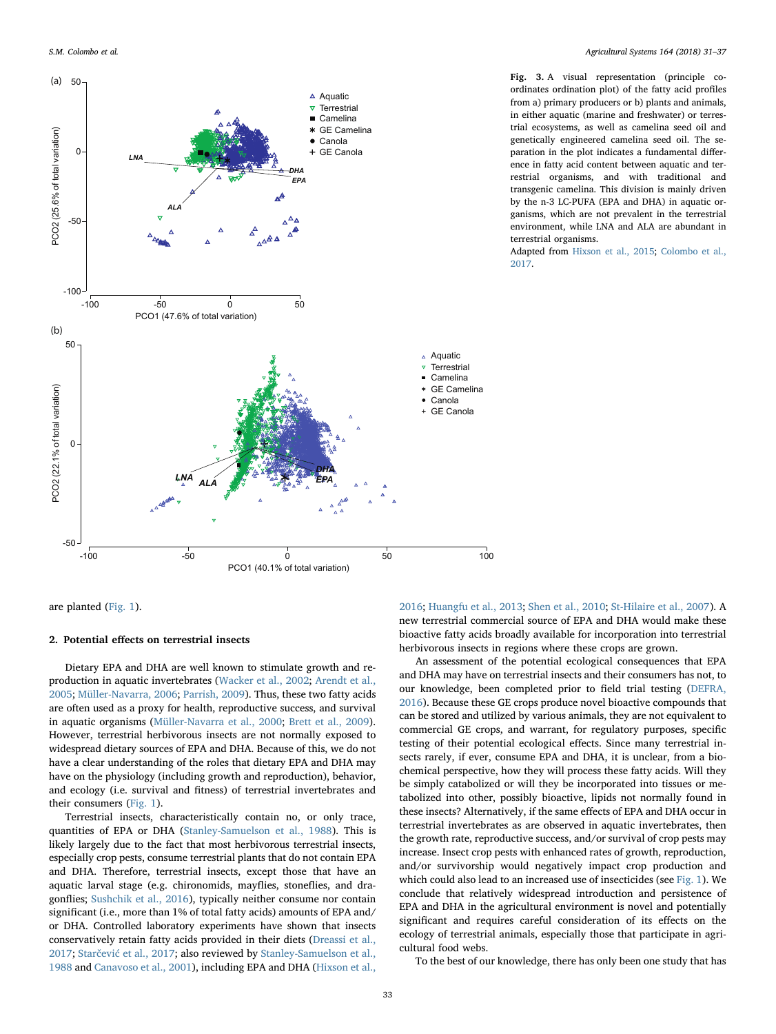Fig. 3. A visual representation (principle co-ordinates ordination plot) of the fatty acid profiles from a) primary producers or b) plants and animals, in either aquatic (marine and freshwater) or terrestrial ecosystems, as well as camelina seed oil and genetically engineered camelina seed oil. The separation in the plot indicates a fundamental difference in fatty acid content between aquatic and terrestrial organisms, and with traditional and transgenic camelina. This division is mainly driven by the n-3 LC-PUFA (EPA and DHA) in aquatic organisms, which are not prevalent in the terrestrial environment, while LNA and ALA are abundant in terrestrial organisms.
Adapted from Hixson et al., 2015; Colombo et al., 2017.

are planted (Fig. 1).

## 2. Potential effects on terrestrial insects

Dietary EPA and DHA are well known to stimulate growth and reproduction in aquatic invertebrates (Wacker et al., 2002; Arendt et al., 2005; Müller-Navarra, 2006; Parrish, 2009). Thus, these two fatty acids are often used as a proxy for health, reproductive success, and survival in aquatic organisms (Müller-Navarra et al., 2000; Brett et al., 2009). However, terrestrial herbivorous insects are not normally exposed to widespread dietary sources of EPA and DHA. Because of this, we do not have a clear understanding of the roles that dietary EPA and DHA may have on the physiology (including growth and reproduction), behavior, and ecology (i.e. survival and fitness) of terrestrial invertebrates and their consumers (Fig. 1).

Terrestrial insects, characteristically contain no, or only trace, quantities of EPA or DHA (Stanley-Samuelson et al., 1988). This is likely largely due to the fact that most herbivorous terrestrial insects, especially crop pests, consume terrestrial plants that do not contain EPA and DHA. Therefore, terrestrial insects, except those that have an aquatic larval stage (e.g. chironomids, mayflies, stoneflies, and dragonflies; Sushchik et al., 2016), typically neither consume nor contain significant (i.e., more than 1% of total fatty acids) amounts of EPA and/or DHA. Controlled laboratory experiments have shown that insects conservatively retain fatty acids provided in their diets (Dreassi et al., 2017; Starčević et al., 2017; also reviewed by Stanley-Samuelson et al., 1988 and Canavoso et al., 2001), including EPA and DHA (Hixson et al., 2016; Huangfu et al., 2013; Shen et al., 2010; St-Hilaire et al., 2007). A new terrestrial commercial source of EPA and DHA would make these bioactive fatty acids broadly available for incorporation into terrestrial herbivorous insects in regions where these crops are grown.

An assessment of the potential ecological consequences that EPA and DHA may have on terrestrial insects and their consumers has not, to our knowledge, been completed prior to field trial testing (DEFRA, 2016). Because these GE crops produce novel bioactive compounds that can be stored and utilized by various animals, they are not equivalent to commercial GE crops, and warrant, for regulatory purposes, specific testing of their potential ecological effects. Since many terrestrial insects rarely, if ever, consume EPA and DHA, it is unclear, from a biochemical perspective, how they will process these fatty acids. Will they be simply catabolized or will they be incorporated into tissues or metabolized into other, possibly bioactive, lipids not normally found in these insects? Alternatively, if the same effects of EPA and DHA occur in terrestrial invertebrates as are observed in aquatic invertebrates, then the growth rate, reproductive success, and/or survival of crop pests may increase. Insect crop pests with enhanced rates of growth, reproduction, and/or survivorship would negatively impact crop production and which could also lead to an increased use of insecticides (see Fig. 1). We conclude that relatively widespread introduction and persistence of EPA and DHA in the agricultural environment is novel and potentially significant and requires careful consideration of its effects on the ecology of terrestrial animals, especially those that participate in agricultural food webs.

To the best of our knowledge, there has only been one study that has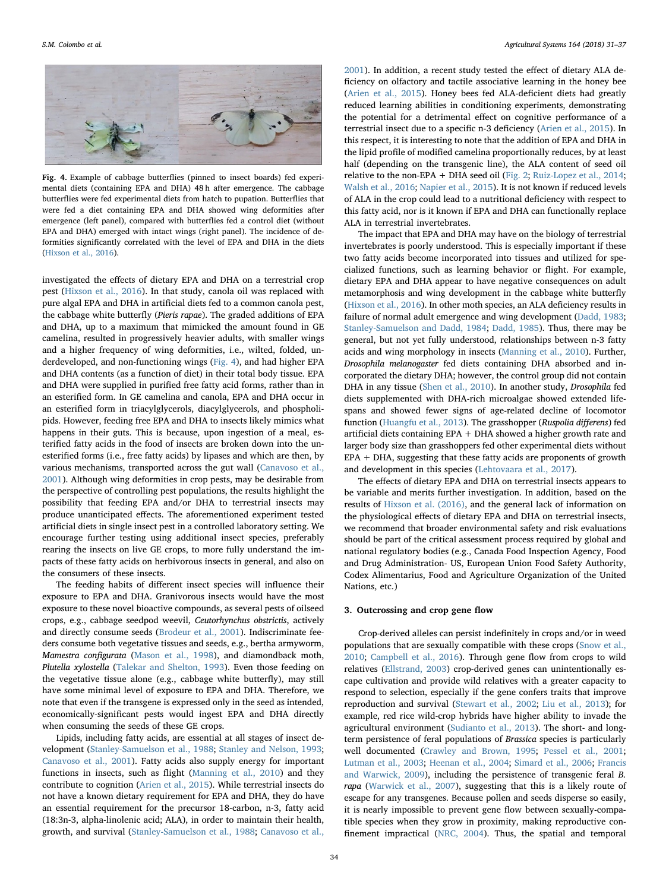Fig. 4. Example of cabbage butterflies (pinned to insect boards) fed experimental diets (containing EPA and DHA) 48 h after emergence. The cabbage butterflies were fed experimental diets from hatch to pupation. Butterflies that were fed a diet containing EPA and DHA showed wing deformities after emergence (left panel), compared with butterflies fed a control diet (without EPA and DHA) emerged with intact wings (right panel). The incidence of deformities significantly correlated with the level of EPA and DHA in the diets (Hixson et al., 2016).

investigated the effects of dietary EPA and DHA on a terrestrial crop pest (Hixson et al., 2016). In that study, canola oil was replaced with pure algal EPA and DHA in artificial diets fed to a common canola pest, the cabbage white butterfly (*Pieris rapae*). The graded additions of EPA and DHA, up to a maximum that mimicked the amount found in GE camelina, resulted in progressively heavier adults, with smaller wings and a higher frequency of wing deformities, i.e., wilted, folded, underdeveloped, and non-functioning wings (Fig. 4), and had higher EPA and DHA contents (as a function of diet) in their total body tissue. EPA and DHA were supplied in purified free fatty acid forms, rather than in an esterified form. In GE camelina and canola, EPA and DHA occur in an esterified form in triacylglycerols, diacylglycerols, and phospholipids. However, feeding free EPA and DHA to insects likely mimics what happens in their guts. This is because, upon ingestion of a meal, esterified fatty acids in the food of insects are broken down into the unesterified forms (i.e., free fatty acids) by lipases and which are then, by various mechanisms, transported across the gut wall (Canavoso et al., 2001). Although wing deformities in crop pests, may be desirable from the perspective of controlling pest populations, the results highlight the possibility that feeding EPA and/or DHA to terrestrial insects may produce unanticipated effects. The aforementioned experiment tested artificial diets in single insect pest in a controlled laboratory setting. We encourage further testing using additional insect species, preferably rearing the insects on live GE crops, to more fully understand the impacts of these fatty acids on herbivorous insects in general, and also on the consumers of these insects.

The feeding habits of different insect species will influence their exposure to EPA and DHA. Granivorous insects would have the most exposure to these novel bioactive compounds, as several pests of oilseed crops, e.g., cabbage seedpod weevil, *Ceutorhynchus obstrictis*, actively and directly consume seeds (Brodeur et al., 2001). Indiscriminate feeders consume both vegetative tissues and seeds, e.g., bertha armyworm, *Mamestra configurata* (Mason et al., 1998), and diamondback moth, *Plutella xylostella* (Talekar and Shelton, 1993). Even those feeding on the vegetative tissue alone (e.g., cabbage white butterfly), may still have some minimal level of exposure to EPA and DHA. Therefore, we note that even if the transgene is expressed only in the seed as intended, economically-significant pests would ingest EPA and DHA directly when consuming the seeds of these GE crops.

Lipids, including fatty acids, are essential at all stages of insect development (Stanley-Samuelson et al., 1988; Stanley and Nelson, 1993; Canavoso et al., 2001). Fatty acids also supply energy for important functions in insects, such as flight (Manning et al., 2010) and they contribute to cognition (Arien et al., 2015). While terrestrial insects do not have a known dietary requirement for EPA and DHA, they do have an essential requirement for the precursor 18-carbon, n-3, fatty acid (18:3n-3, alpha-linolenic acid; ALA), in order to maintain their health, growth, and survival (Stanley-Samuelson et al., 1988; Canavoso et al., 2001). In addition, a recent study tested the effect of dietary ALA deficiency on olfactory and tactile associative learning in the honey bee (Arien et al., 2015). Honey bees fed ALA-deficient diets had greatly reduced learning abilities in conditioning experiments, demonstrating the potential for a detrimental effect on cognitive performance of a terrestrial insect due to a specific n-3 deficiency (Arien et al., 2015). In this respect, it is interesting to note that the addition of EPA and DHA in the lipid profile of modified camelina proportionally reduces, by at least half (depending on the transgenic line), the ALA content of seed oil relative to the non-EPA + DHA seed oil (Fig. 2; Ruiz-Lopez et al., 2014; Walsh et al., 2016; Napier et al., 2015). It is not known if reduced levels of ALA in the crop could lead to a nutritional deficiency with respect to this fatty acid, nor is it known if EPA and DHA can functionally replace ALA in terrestrial invertebrates.

The impact that EPA and DHA may have on the biology of terrestrial invertebrates is poorly understood. This is especially important if these two fatty acids become incorporated into tissues and utilized for specialized functions, such as learning behavior or flight. For example, dietary EPA and DHA appear to have negative consequences on adult metamorphosis and wing development in the cabbage white butterfly (Hixson et al., 2016). In other moth species, an ALA deficiency results in failure of normal adult emergence and wing development (Dadd, 1983; Stanley-Samuelson and Dadd, 1984; Dadd, 1985). Thus, there may be general, but not yet fully understood, relationships between n-3 fatty acids and wing morphology in insects (Manning et al., 2010). Further, *Drosophila melanogaster* fed diets containing DHA absorbed and incorporated the dietary DHA; however, the control group did not contain DHA in any tissue (Shen et al., 2010). In another study, *Drosophila* fed diets supplemented with DHA-rich microalgae showed extended lifespans and showed fewer signs of age-related decline of locomotor function (Huangfu et al., 2013). The grasshopper (*Ruspolia differens*) fed artificial diets containing EPA + DHA showed a higher growth rate and larger body size than grasshoppers fed other experimental diets without EPA + DHA, suggesting that these fatty acids are proponents of growth and development in this species (Lehtovaara et al., 2017).

The effects of dietary EPA and DHA on terrestrial insects appears to be variable and merits further investigation. In addition, based on the results of Hixson et al. (2016), and the general lack of information on the physiological effects of dietary EPA and DHA on terrestrial insects, we recommend that broader environmental safety and risk evaluations should be part of the critical assessment process required by global and national regulatory bodies (e.g., Canada Food Inspection Agency, Food and Drug Administration- US, European Union Food Safety Authority, Codex Alimentarius, Food and Agriculture Organization of the United Nations, etc.)

## 3. Outcrossing and crop gene flow

Crop-derived alleles can persist indefinitely in crops and/or in weed populations that are sexually compatible with these crops (Snow et al., 2010; Campbell et al., 2016). Through gene flow from crops to wild relatives (Ellstrand, 2003) crop-derived genes can unintentionally escape cultivation and provide wild relatives with a greater capacity to respond to selection, especially if the gene confers traits that improve reproduction and survival (Stewart et al., 2002; Liu et al., 2013); for example, red rice wild-crop hybrids have higher ability to invade the agricultural environment (Sudianto et al., 2013). The short- and long-term persistence of feral populations of *Brassica* species is particularly well documented (Crawley and Brown, 1995; Pessel et al., 2001; Lutman et al., 2003; Heenan et al., 2004; Simard et al., 2006; Francis and Warwick, 2009), including the persistence of transgenic feral *B. rapa* (Warwick et al., 2007), suggesting that this is a likely route of escape for any transgenes. Because pollen and seeds disperse so easily, it is nearly impossible to prevent gene flow between sexually-compatible species when they grow in proximity, making reproductive confinement impractical (NRC, 2004). Thus, the spatial and temporal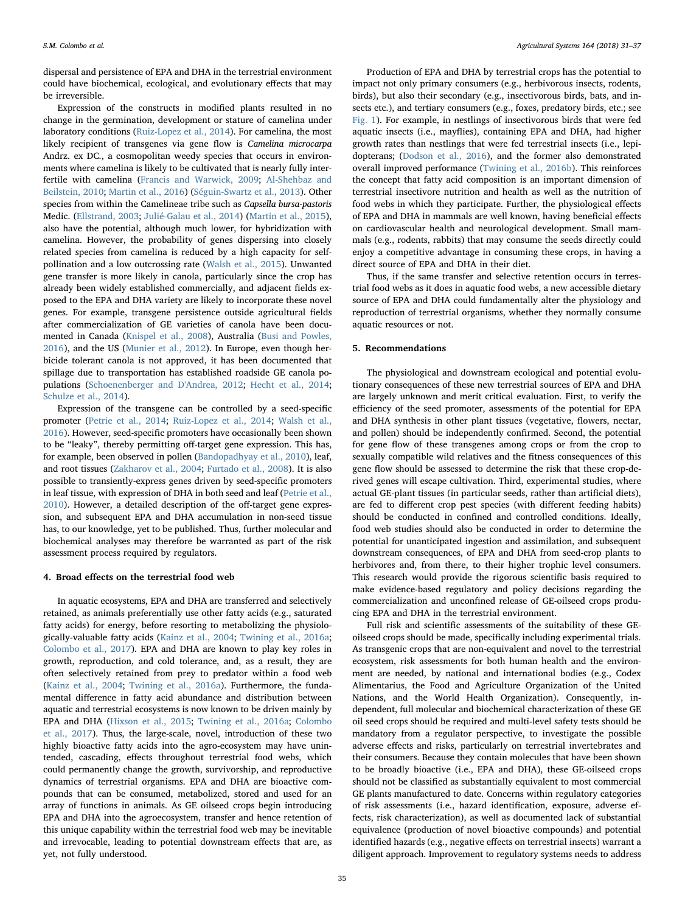dispersal and persistence of EPA and DHA in the terrestrial environment could have biochemical, ecological, and evolutionary effects that may be irreversible.

Expression of the constructs in modified plants resulted in no change in the germination, development or stature of camelina under laboratory conditions (Ruiz-Lopez et al., 2014). For camelina, the most likely recipient of transgenes via gene flow is *Camelina microcarpa* Andrz. ex DC., a cosmopolitan weedy species that occurs in environments where camelina is likely to be cultivated that is nearly fully interfertile with camelina (Francis and Warwick, 2009; Al-Shehbaz and Beilstein, 2010; Martin et al., 2016) (Séguin-Swartz et al., 2013). Other species from within the Camelineae tribe such as *Capsella bursa-pastoris* Medic. (Ellstrand, 2003; Julié-Galau et al., 2014) (Martin et al., 2015), also have the potential, although much lower, for hybridization with camelina. However, the probability of genes dispersing into closely related species from camelina is reduced by a high capacity for self-pollination and a low outcrossing rate (Walsh et al., 2015). Unwanted gene transfer is more likely in canola, particularly since the crop has already been widely established commercially, and adjacent fields exposed to the EPA and DHA variety are likely to incorporate these novel genes. For example, transgene persistence outside agricultural fields after commercialization of GE varieties of canola have been documented in Canada (Knispel et al., 2008), Australia (Busi and Powles, 2016), and the US (Munier et al., 2012). In Europe, even though herbicide tolerant canola is not approved, it has been documented that spillage due to transportation has established roadside GE canola populations (Schoenenberger and D'Andrea, 2012; Hecht et al., 2014; Schulze et al., 2014).

Expression of the transgene can be controlled by a seed-specific promoter (Petrie et al., 2014; Ruiz-Lopez et al., 2014; Walsh et al., 2016). However, seed-specific promoters have occasionally been shown to be "leaky", thereby permitting off-target gene expression. This has, for example, been observed in pollen (Bandopadhyay et al., 2010), leaf, and root tissues (Zakharov et al., 2004; Furtado et al., 2008). It is also possible to transiently-express genes driven by seed-specific promoters in leaf tissue, with expression of DHA in both seed and leaf (Petrie et al., 2010). However, a detailed description of the off-target gene expression, and subsequent EPA and DHA accumulation in non-seed tissue has, to our knowledge, yet to be published. Thus, further molecular and biochemical analyses may therefore be warranted as part of the risk assessment process required by regulators.

## 4. Broad effects on the terrestrial food web

In aquatic ecosystems, EPA and DHA are transferred and selectively retained, as animals preferentially use other fatty acids (e.g., saturated fatty acids) for energy, before resorting to metabolizing the physiologically-valuable fatty acids (Kainz et al., 2004; Twining et al., 2016a; Colombo et al., 2017). EPA and DHA are known to play key roles in growth, reproduction, and cold tolerance, and, as a result, they are often selectively retained from prey to predator within a food web (Kainz et al., 2004; Twining et al., 2016a). Furthermore, the fundamental difference in fatty acid abundance and distribution between aquatic and terrestrial ecosystems is now known to be driven mainly by EPA and DHA (Hixson et al., 2015; Twining et al., 2016a; Colombo et al., 2017). Thus, the large-scale, novel, introduction of these two highly bioactive fatty acids into the agro-ecosystem may have unintended, cascading, effects throughout terrestrial food webs, which could permanently change the growth, survivorship, and reproductive dynamics of terrestrial organisms. EPA and DHA are bioactive compounds that can be consumed, metabolized, stored and used for an array of functions in animals. As GE oilseed crops begin introducing EPA and DHA into the agroecosystem, transfer and hence retention of this unique capability within the terrestrial food web may be inevitable and irrevocable, leading to potential downstream effects that are, as yet, not fully understood.

Production of EPA and DHA by terrestrial crops has the potential to impact not only primary consumers (e.g., herbivorous insects, rodents, birds), but also their secondary (e.g., insectivorous birds, bats, and insects etc.), and tertiary consumers (e.g., foxes, predatory birds, etc.; see Fig. 1). For example, in nestlings of insectivorous birds that were fed aquatic insects (i.e., mayflies), containing EPA and DHA, had higher growth rates than nestlings that were fed terrestrial insects (i.e., lepidopterans; (Dodson et al., 2016), and the former also demonstrated overall improved performance (Twining et al., 2016b). This reinforces the concept that fatty acid composition is an important dimension of terrestrial insectivore nutrition and health as well as the nutrition of food webs in which they participate. Further, the physiological effects of EPA and DHA in mammals are well known, having beneficial effects on cardiovascular health and neurological development. Small mammals (e.g., rodents, rabbits) that may consume the seeds directly could enjoy a competitive advantage in consuming these crops, in having a direct source of EPA and DHA in their diet.

Thus, if the same transfer and selective retention occurs in terrestrial food webs as it does in aquatic food webs, a new accessible dietary source of EPA and DHA could fundamentally alter the physiology and reproduction of terrestrial organisms, whether they normally consume aquatic resources or not.

## 5. Recommendations

The physiological and downstream ecological and potential evolutionary consequences of these new terrestrial sources of EPA and DHA are largely unknown and merit critical evaluation. First, to verify the efficiency of the seed promoter, assessments of the potential for EPA and DHA synthesis in other plant tissues (vegetative, flowers, nectar, and pollen) should be independently confirmed. Second, the potential for gene flow of these transgenes among crops or from the crop to sexually compatible wild relatives and the fitness consequences of this gene flow should be assessed to determine the risk that these crop-derived genes will escape cultivation. Third, experimental studies, where actual GE-plant tissues (in particular seeds, rather than artificial diets), are fed to different crop pest species (with different feeding habits) should be conducted in confined and controlled conditions. Ideally, food web studies should also be conducted in order to determine the potential for unanticipated ingestion and assimilation, and subsequent downstream consequences, of EPA and DHA from seed-crop plants to herbivores and, from there, to their higher trophic level consumers. This research would provide the rigorous scientific basis required to make evidence-based regulatory and policy decisions regarding the commercialization and unconfined release of GE-oilseed crops producing EPA and DHA in the terrestrial environment.

Full risk and scientific assessments of the suitability of these GE-oilseed crops should be made, specifically including experimental trials. As transgenic crops that are non-equivalent and novel to the terrestrial ecosystem, risk assessments for both human health and the environment are needed, by national and international bodies (e.g., Codex Alimentarius, the Food and Agriculture Organization of the United Nations, and the World Health Organization). Consequently, independent, full molecular and biochemical characterization of these GE oil seed crops should be required and multi-level safety tests should be mandatory from a regulator perspective, to investigate the possible adverse effects and risks, particularly on terrestrial invertebrates and their consumers. Because they contain molecules that have been shown to be broadly bioactive (i.e., EPA and DHA), these GE-oilseed crops should not be classified as substantially equivalent to most commercial GE plants manufactured to date. Concerns within regulatory categories of risk assessments (i.e., hazard identification, exposure, adverse effects, risk characterization), as well as documented lack of substantial equivalence (production of novel bioactive compounds) and potential identified hazards (e.g., negative effects on terrestrial insects) warrant a diligent approach. Improvement to regulatory systems needs to address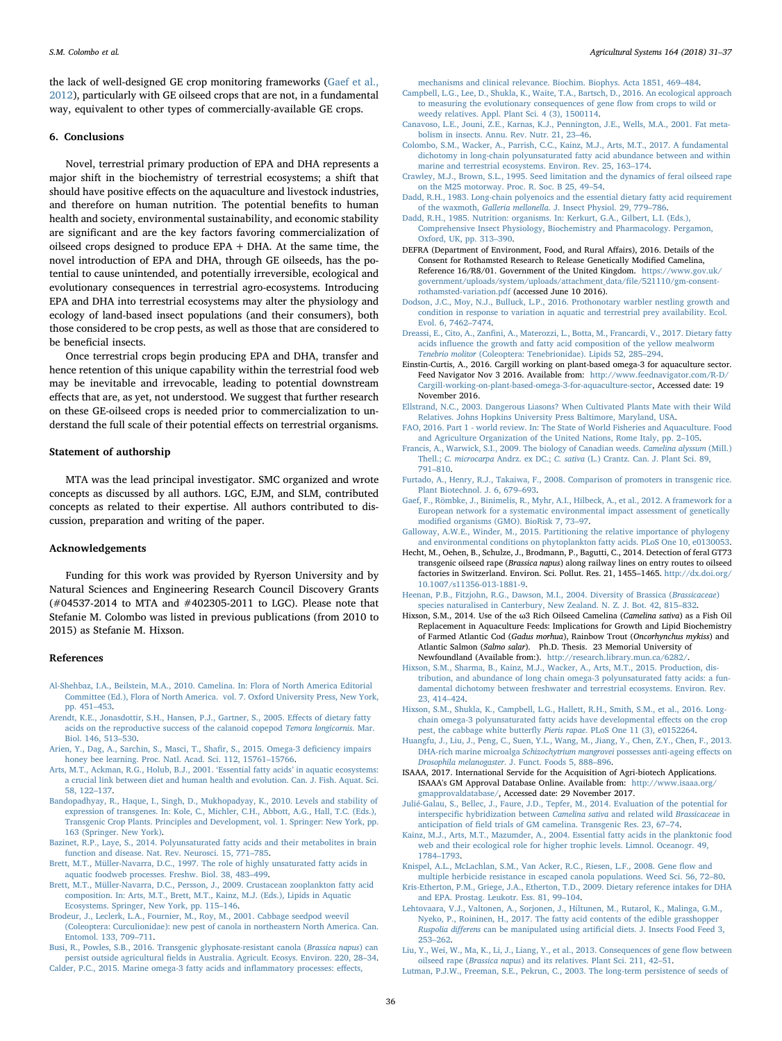the lack of well-designed GE crop monitoring frameworks (Gaef et al., 2012), particularly with GE oilseed crops that are not, in a fundamental way, equivalent to other types of commercially-available GE crops.

## 6. Conclusions

Novel, terrestrial primary production of EPA and DHA represents a major shift in the biochemistry of terrestrial ecosystems; a shift that should have positive effects on the aquaculture and livestock industries, and therefore on human nutrition. The potential benefits to human health and society, environmental sustainability, and economic stability are significant and are the key factors favoring commercialization of oilseed crops designed to produce EPA + DHA. At the same time, the novel introduction of EPA and DHA, through GE oilseeds, has the potential to cause unintended, and potentially irreversible, ecological and evolutionary consequences in terrestrial agro-ecosystems. Introducing EPA and DHA into terrestrial ecosystems may alter the physiology and ecology of land-based insect populations (and their consumers), both those considered to be crop pests, as well as those that are considered to be beneficial insects.

Once terrestrial crops begin producing EPA and DHA, transfer and hence retention of this unique capability within the terrestrial food web may be inevitable and irrevocable, leading to potential downstream effects that are, as yet, not understood. We suggest that further research on these GE-oilseed crops is needed prior to commercialization to understand the full scale of their potential effects on terrestrial organisms.

## Statement of authorship

MTA was the lead principal investigator. SMC organized and wrote concepts as discussed by all authors. LGC, EJM, and SLM, contributed concepts as related to their expertise. All authors contributed to discussion, preparation and writing of the paper.

## Acknowledgements

Funding for this work was provided by Ryerson University and by Natural Sciences and Engineering Research Council Discovery Grants (#04537-2014 to MTA and #402305-2011 to LGC). Please note that Stefanie M. Colombo was listed in previous publications (from 2010 to 2015) as Stefanie M. Hixson.

## References

Al-Shehbaz, I.A., Beilstein, M.A., 2010. Camelina. In: Flora of North America Editorial Committee (Ed.), Flora of North America. vol. 7. Oxford University Press, New York, pp. 451–453.

Arendt, K.E., Jonasdottir, S.H., Hansen, P.J., Gartner, S., 2005. Effects of dietary fatty acids on the reproductive success of the calanoid copepod *Temora longicornis*. Mar. Biol. 146, 513–530.

Arien, Y., Dag, A., Sarchin, S., Masci, T., Shafir, S., 2015. Omega-3 deficiency impairs honey bee learning. Proc. Natl. Acad. Sci. 112, 15761–15766.

Arts, M.T., Ackman, R.G., Holub, B.J., 2001. 'Essential fatty acids' in aquatic ecosystems: a crucial link between diet and human health and evolution. Can. J. Fish. Aquat. Sci. 58, 122–137.

Bandopadhyay, R., Haque, I., Singh, D., Mukhopadyay, K., 2010. Levels and stability of expression of transgenes. In: Kole, C., Michler, C.H., Abbott, A.G., Hall, T.C. (Eds.), Transgenic Crop Plants. Principles and Development, vol. 1. Springer: New York, pp. 163 (Springer. New York).

Bazinet, R.P., Laye, S., 2014. Polyunsaturated fatty acids and their metabolites in brain function and disease. Nat. Rev. Neurosci. 15, 771–785.

Brett, M.T., Müller-Navarra, D.C., 1997. The role of highly unsaturated fatty acids in aquatic foodweb processes. Freshw. Biol. 38, 483–499.

Brett, M.T., Müller-Navarra, D.C., Persson, J., 2009. Crustacean zooplankton fatty acid composition. In: Arts, M.T., Brett, M.T., Kainz, M.J. (Eds.), Lipids in Aquatic Ecosystems. Springer, New York, pp. 115–146.

Brodeur, J., Leclerk, L.A., Fournier, M., Roy, M., 2001. Cabbage seedpod weevil (Coleoptera: Curculionidae): new pest of canola in northeastern North America. Can. Entomol. 133, 709–711.

Busi, R., Powles, S.B., 2016. Transgenic glyphosate-resistant canola (*Brassica napus*) can persist outside agricultural fields in Australia. Agricult. Ecosys. Environ. 220, 28–34.

Calder, P.C., 2015. Marine omega-3 fatty acids and inflammatory processes: effects, mechanisms and clinical relevance. Biochim. Biophys. Acta 1851, 469–484.

Campbell, L.G., Lee, D., Shukla, K., Waite, T.A., Bartsch, D., 2016. An ecological approach to measuring the evolutionary consequences of gene flow from crops to wild or weedy relatives. Appl. Plant Sci. 4 (3), 1500114.

Canavoso, L.E., Jouni, Z.E., Karnas, K.J., Pennington, J.E., Wells, M.A., 2001. Fat metabolism in insects. Annu. Rev. Nutr. 21, 23–46.

Colombo, S.M., Wacker, A., Parrish, C.C., Kainz, M.J., Arts, M.T., 2017. A fundamental dichotomy in long-chain polyunsaturated fatty acid abundance between and within marine and terrestrial ecosystems. Environ. Rev. 25, 163–174.

Crawley, M.J., Brown, S.L., 1995. Seed limitation and the dynamics of feral oilseed rape on the M25 motorway. Proc. R. Soc. B 25, 49–54.

Dadd, R.H., 1983. Long-chain polyenoics and the essential dietary fatty acid requirement of the waxmoth, *Galleria mellonella*. J. Insect Physiol. 29, 779–786.

Dadd, R.H., 1985. Nutrition: organisms. In: Kerkurt, G.A., Gilbert, L.I. (Eds.), Comprehensive Insect Physiology, Biochemistry and Pharmacology. Pergamon, Oxford, UK, pp. 313–390.

DEFRA (Department of Environment, Food, and Rural Affairs), 2016. Details of the Consent for Rothamsted Research to Release Genetically Modified Camelina, Reference 16/R8/01. Government of the United Kingdom. https://www.gov.uk/government/uploads/system/uploads/attachment_data/file/521110/gm-consent-rothamsted-variation.pdf (accessed June 10 2016).

Dodson, J.C., Moy, N.J., Bulluck, L.P., 2016. Prothonotary warbler nestling growth and condition in response to variation in aquatic and terrestrial prey availability. Ecol. Evol. 6, 7462–7474.

Dreassi, E., Cito, A., Zanfini, A., Materozzi, L., Botta, M., Francardi, V., 2017. Dietary fatty acids influence the growth and fatty acid composition of the yellow mealworm *Tenebrio molitor* (Coleoptera: Tenebrionidae). Lipids 52, 285–294.

Einstin-Curtis, A., 2016. Cargill working on plant-based omega-3 for aquaculture sector. Feed Navigator Nov 3 2016. Available from: http://www.feednavigator.com/R-D/Cargill-working-on-plant-based-omega-3-for-aquaculture-sector, Accessed date: 19 November 2016.

Ellstrand, N.C., 2003. Dangerous Liasons? When Cultivated Plants Mate with their Wild Relatives. Johns Hopkins University Press Baltimore, Maryland, USA.

FAO, 2016. Part 1 - world review. In: The State of World Fisheries and Aquaculture. Food and Agriculture Organization of the United Nations, Rome Italy, pp. 2–105.

Francis, A., Warwick, S.I., 2009. The biology of Canadian weeds. *Camelina alyssum* (Mill.) Thell.; *C. microcarpa* Andrz. ex DC.; *C. sativa* (L.) Crantz. Can. J. Plant Sci. 89, 791–810.

Furtado, A., Henry, R.J., Takaiwa, F., 2008. Comparison of promoters in transgenic rice. Plant Biotechnol. J. 6, 679–693.

Gaef, F., Römbke, J., Binimelis, R., Myhr, A.I., Hilbeck, A., et al., 2012. A framework for a European network for a systematic environmental impact assessment of genetically modified organisms (GMO). BioRisk 7, 73–97.

Galloway, A.W.E., Winder, M., 2015. Partitioning the relative importance of phylogeny and environmental conditions on phytoplankton fatty acids. PLoS One 10, e0130053.

Hecht, M., Oehen, B., Schulze, J., Brodmann, P., Bagutti, C., 2014. Detection of feral GT73 transgenic oilseed rape (*Brassica napus*) along railway lines on entry routes to oilseed factories in Switzerland. Environ. Sci. Pollut. Res. 21, 1455–1465. http://dx.doi.org/10.1007/s11356-013-1881-9.

Heenan, P.B., Fitzjohn, R.G., Dawson, M.I., 2004. Diversity of Brassica (*Brassicaceae*) species naturalised in Canterbury, New Zealand. N. Z. J. Bot. 42, 815–832.

Hixson, S.M., 2014. Use of the ω3 Rich Oilseed Camelina (*Camelina sativa*) as a Fish Oil Replacement in Aquaculture Feeds: Implications for Growth and Lipid Biochemistry of Farmed Atlantic Cod (*Gadus morhua*), Rainbow Trout (*Oncorhynchus mykiss*) and Atlantic Salmon (*Salmo salar*). Ph.D. Thesis. 23 Memorial University of Newfoundland (Available from:). http://research.library.mun.ca/6282/.

Hixson, S.M., Sharma, B., Kainz, M.J., Wacker, A., Arts, M.T., 2015. Production, distribution, and abundance of long chain omega-3 polyunsaturated fatty acids: a fundamental dichotomy between freshwater and terrestrial ecosystems. Environ. Rev. 23, 414–424.

Hixson, S.M., Shukla, K., Campbell, L.G., Hallett, R.H., Smith, S.M., et al., 2016. Long-chain omega-3 polyunsaturated fatty acids have developmental effects on the crop pest, the cabbage white butterfly *Pieris rapae*. PLoS One 11 (3), e0152264.

Huangfu, J., Liu, J., Peng, C., Suen, Y.L., Wang, M., Jiang, Y., Chen, Z.Y., Chen, F., 2013. DHA-rich marine microalga *Schizochytrium mangrovei* possesses anti-ageing effects on *Drosophila melanogaster*. J. Funct. Foods 5, 888–896.

ISAAA, 2017. International Servide for the Acquisition of Agri-biotech Applications. ISAAA's GM Approval Database Online. Available from: http://www.isaaa.org/gmapprovaldatabase/, Accessed date: 29 November 2017.

Julié-Galau, S., Bellec, J., Faure, J.D., Tepfer, M., 2014. Evaluation of the potential for interspecific hybridization between *Camelina sativa* and related wild *Brassicaceae* in anticipation of field trials of GM camelina. Transgenic Res. 23, 67–74.

Kainz, M.J., Arts, M.T., Mazumder, A., 2004. Essential fatty acids in the planktonic food web and their ecological role for higher trophic levels. Limnol. Oceanogr. 49, 1784–1793.

Knispel, A.L., McLachlan, S.M., Van Acker, R.C., Riesen, L.F., 2008. Gene flow and multiple herbicide resistance in escaped canola populations. Weed Sci. 56, 72–80.

Kris-Etherton, P.M., Griege, J.A., Etherton, T.D., 2009. Dietary reference intakes for DHA and EPA. Prostag. Leukotr. Ess. 81, 99–104.

Lehtovaara, V.J., Valtonen, A., Sorjonen, J., Hiltunen, M., Rutarol, K., Malinga, G.M., Nyeko, P., Roininen, H., 2017. The fatty acid contents of the edible grasshopper *Ruspolia differens* can be manipulated using artificial diets. J. Insects Food Feed 3, 253–262.

Liu, Y., Wei, W., Ma, K., Li, J., Liang, Y., et al., 2013. Consequences of gene flow between oilseed rape (*Brassica napus*) and its relatives. Plant Sci. 211, 42–51.

Lutman, P.J.W., Freeman, S.E., Pekrun, C., 2003. The long-term persistence of seeds of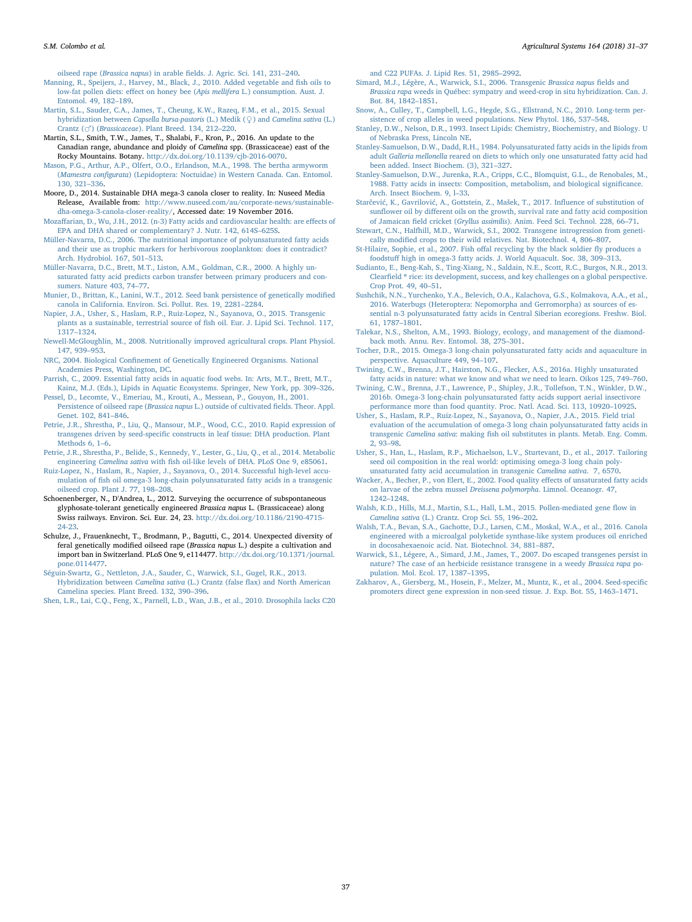oilseed rape (*Brassica napus*) in arable fields. J. Agric. Sci. 141, 231–240.

Manning, R., Speijers, J., Harvey, M., Black, J., 2010. Added vegetable and fish oils to low-fat pollen diets: effect on honey bee (*Apis mellifera* L.) consumption. Aust. J. Entomol. 49, 182–189.

Martin, S.L., Sauder, C.A., James, T., Cheung, K.W., Razeq, F.M., et al., 2015. Sexual hybridization between *Capsella bursa-pastoris* (L.) Medik (♀) and *Camelina sativa* (L.) Crantz (♂) (*Brassicaceae*). Plant Breed. 134, 212–220.

Martin, S.L., Smith, T.W., James, T., Shalabi, F., Kron, P., 2016. An update to the Canadian range, abundance and ploidy of *Camelina* spp. (Brassicaceae) east of the Rocky Mountains. Botany. http://dx.doi.org/10.1139/cjb-2016-0070.

Mason, P.G., Arthur, A.P., Olfert, O.O., Erlandson, M.A., 1998. The bertha armyworm (*Mamestra configurata*) (Lepidoptera: Noctuidae) in Western Canada. Can. Entomol. 130, 321–336.

Moore, D., 2014. Sustainable DHA mega-3 canola closer to reality. In: Nuseed Media Release, Available from: http://www.nuseed.com/au/corporate-news/sustainable-dha-omega-3-canola-closer-reality/, Accessed date: 19 November 2016.

Mozaffarian, D., Wu, J.H., 2012. (n-3) Fatty acids and cardiovascular health: are effects of EPA and DHA shared or complementary? J. Nutr. 142, 614S–625S.

Müller-Navarra, D.C., 2006. The nutritional importance of polyunsaturated fatty acids and their use as trophic markers for herbivorous zooplankton: does it contradict? Arch. Hydrobiol. 167, 501–513.

Müller-Navarra, D.C., Brett, M.T., Liston, A.M., Goldman, C.R., 2000. A highly unsaturated fatty acid predicts carbon transfer between primary producers and consumers. Nature 403, 74–77.

Munier, D., Brittan, K., Lanini, W.T., 2012. Seed bank persistence of genetically modified canola in California. Environ. Sci. Pollut. Res. 19, 2281–2284.

Napier, J.A., Usher, S., Haslam, R.P., Ruiz-Lopez, N., Sayanova, O., 2015. Transgenic plants as a sustainable, terrestrial source of fish oil. Eur. J. Lipid Sci. Technol. 117, 1317–1324.

Newell-McGloughlin, M., 2008. Nutritionally improved agricultural crops. Plant Physiol. 147, 939–953.

NRC, 2004. Biological Confinement of Genetically Engineered Organisms. National Academies Press, Washington, DC.

Parrish, C., 2009. Essential fatty acids in aquatic food webs. In: Arts, M.T., Brett, M.T., Kainz, M.J. (Eds.), Lipids in Aquatic Ecosystems. Springer, New York, pp. 309–326.

Pessel, D., Lecomte, V., Emeriau, M., Krouti, A., Messean, P., Gouyon, H., 2001. Persistence of oilseed rape (*Brassica napus* L.) outside of cultivated fields. Theor. Appl. Genet. 102, 841–846.

Petrie, J.R., Shrestha, P., Liu, Q., Mansour, M.P., Wood, C.C., 2010. Rapid expression of transgenes driven by seed-specific constructs in leaf tissue: DHA production. Plant Methods 6, 1–6.

Petrie, J.R., Shrestha, P., Belide, S., Kennedy, Y., Lester, G., Liu, Q., et al., 2014. Metabolic engineering *Camelina sativa* with fish oil-like levels of DHA. PLoS One 9, e85061.

Ruiz-Lopez, N., Haslam, R., Napier, J., Sayanova, O., 2014. Successful high-level accumulation of fish oil omega-3 long-chain polyunsaturated fatty acids in a transgenic oilseed crop. Plant J. 77, 198–208.

Schoenenberger, N., D'Andrea, L., 2012. Surveying the occurrence of subspontaneous glyphosate-tolerant genetically engineered *Brassica napus* L. (Brassicaceae) along Swiss railways. Environ. Sci. Eur. 24, 23. http://dx.doi.org/10.1186/2190-4715-24-23.

Schulze, J., Frauenknecht, T., Brodmann, P., Bagutti, C., 2014. Unexpected diversity of feral genetically modified oilseed rape (*Brassica napus* L.) despite a cultivation and import ban in Switzerland. PLoS One 9, e114477. http://dx.doi.org/10.1371/journal.pone.0114477.

Séguin-Swartz, G., Nettleton, J.A., Sauder, C., Warwick, S.I., Gugel, R.K., 2013. Hybridization between *Camelina sativa* (L.) Crantz (false flax) and North American Camelina species. Plant Breed. 132, 390–396.

Shen, L.R., Lai, C.Q., Feng, X., Parnell, L.D., Wan, J.B., et al., 2010. Drosophila lacks C20 and C22 PUFAs. J. Lipid Res. 51, 2985–2992.

Simard, M.J., Légère, A., Warwick, S.I., 2006. Transgenic *Brassica napus* fields and *Brassica rapa* weeds in Québec: sympatry and weed-crop in situ hybridization. Can. J. Bot. 84, 1842–1851.

Snow, A., Culley, T., Campbell, L.G., Hegde, S.G., Ellstrand, N.C., 2010. Long-term persistence of crop alleles in weed populations. New Phytol. 186, 537–548.

Stanley, D.W., Nelson, D.R., 1993. Insect Lipids: Chemistry, Biochemistry, and Biology. U of Nebraska Press, Lincoln NE.

Stanley-Samuelson, D.W., Dadd, R.H., 1984. Polyunsaturated fatty acids in the lipids from adult *Galleria mellonella* reared on diets to which only one unsaturated fatty acid had been added. Insect Biochem. (3), 321–327.

Stanley-Samuelson, D.W., Jurenka, R.A., Cripps, C.C., Blomquist, G.L., de Renobales, M., 1988. Fatty acids in insects: Composition, metabolism, and biological significance. Arch. Insect Biochem. 9, l–33.

Starčević, K., Gavrilović, A., Gottstein, Z., Mašek, T., 2017. Influence of substitution of sunflower oil by different oils on the growth, survival rate and fatty acid composition of Jamaican field cricket (*Gryllus assimilis*). Anim. Feed Sci. Technol. 228, 66–71.

Stewart, C.N., Halfhill, M.D., Warwick, S.I., 2002. Transgene introgression from genetically modified crops to their wild relatives. Nat. Biotechnol. 4, 806–807.

St-Hilaire, Sophie, et al., 2007. Fish offal recycling by the black soldier fly produces a foodstuff high in omega-3 fatty acids. J. World Aquacult. Soc. 38, 309–313.

Sudianto, E., Beng-Kah, S., Ting-Xiang, N., Saldain, N.E., Scott, R.C., Burgos, N.R., 2013. Clearfield ® rice: its development, success, and key challenges on a global perspective. Crop Prot. 49, 40–51.

Sushchik, N.N., Yurchenko, Y.A., Belevich, O.A., Kalachova, G.S., Kolmakova, A.A., et al., 2016. Waterbugs (Heteroptera: Nepomorpha and Gerromorpha) as sources of essential n-3 polyunsaturated fatty acids in Central Siberian ecoregions. Freshw. Biol. 61, 1787–1801.

Talekar, N.S., Shelton, A.M., 1993. Biology, ecology, and management of the diamondback moth. Annu. Rev. Entomol. 38, 275–301.

Tocher, D.R., 2015. Omega-3 long-chain polyunsaturated fatty acids and aquaculture in perspective. Aquaculture 449, 94–107.

Twining, C.W., Brenna, J.T., Hairston, N.G., Flecker, A.S., 2016a. Highly unsaturated fatty acids in nature: what we know and what we need to learn. Oikos 125, 749–760.

Twining, C.W., Brenna, J.T., Lawrence, P., Shipley, J.R., Tollefson, T.N., Winkler, D.W., 2016b. Omega-3 long-chain polyunsaturated fatty acids support aerial insectivore performance more than food quantity. Proc. Natl. Acad. Sci. 113, 10920–10925.

Usher, S., Haslam, R.P., Ruiz-Lopez, N., Sayanova, O., Napier, J.A., 2015. Field trial evaluation of the accumulation of omega-3 long chain polyunsaturated fatty acids in transgenic *Camelina sativa*: making fish oil substitutes in plants. Metab. Eng. Comm. 2, 93–98.

Usher, S., Han, L., Haslam, R.P., Michaelson, L.V., Sturtevant, D., et al., 2017. Tailoring seed oil composition in the real world: optimising omega-3 long chain polyunsaturated fatty acid accumulation in transgenic *Camelina sativa*. 7, 6570.

Wacker, A., Becher, P., von Elert, E., 2002. Food quality effects of unsaturated fatty acids on larvae of the zebra mussel *Dreissena polymorpha*. Limnol. Oceanogr. 47, 1242–1248.

Walsh, K.D., Hills, M.J., Martin, S.L., Hall, L.M., 2015. Pollen-mediated gene flow in *Camelina sativa* (L.) Crantz. Crop Sci. 55, 196–202.

Walsh, T.A., Bevan, S.A., Gachotte, D.J., Larsen, C.M., Moskal, W.A., et al., 2016. Canola engineered with a microalgal polyketide synthase-like system produces oil enriched in docosahexaenoic acid. Nat. Biotechnol. 34, 881–887.

Warwick, S.I., Légere, A., Simard, J.M., James, T., 2007. Do escaped transgenes persist in nature? The case of an herbicide resistance transgene in a weedy *Brassica rapa* population. Mol. Ecol. 17, 1387–1395.

Zakharov, A., Giersberg, M., Hosein, F., Melzer, M., Muntz, K., et al., 2004. Seed-specific promoters direct gene expression in non-seed tissue. J. Exp. Bot. 55, 1463–1471.